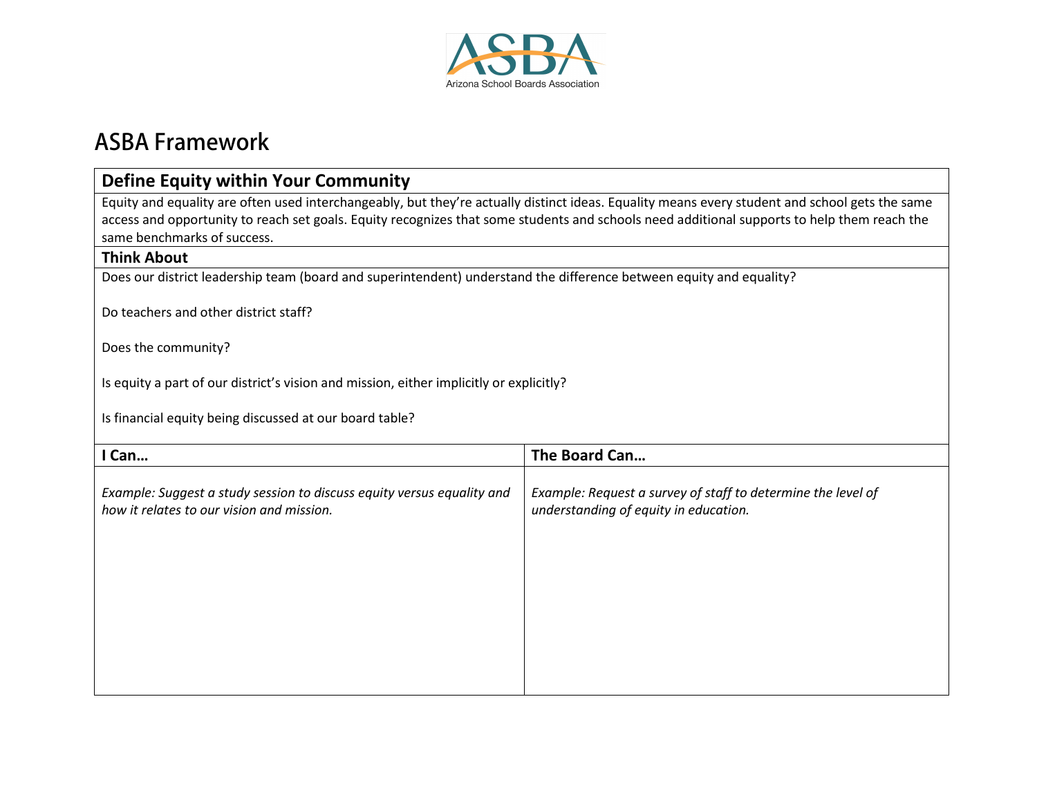Arizona School Boards Association

# ASBA Framework

## Define Equity within Your Community

Equity and equality are often used interchangeably, but they're actually distinct ideas. Equality means every student and school gets the same access and opportunity to reach set goals. Equity recognizes that some students and schools need additional supports to help them reach the same benchmarks of success.

### Think About

Does our district leadership team (board and superintendent) understand the difference between equity and equality?

Do teachers and other district staff?

Does the community?

Is equity a part of our district's vision and mission, either implicitly or explicitly?

Is financial equity being discussed at our board table?

| I Can… | The Board Can… |
| --- | --- |
| *Example: Suggest a study session to discuss equity versus equality and how it relates to our vision and mission.* | *Example: Request a survey of staff to determine the level of understanding of equity in education.* |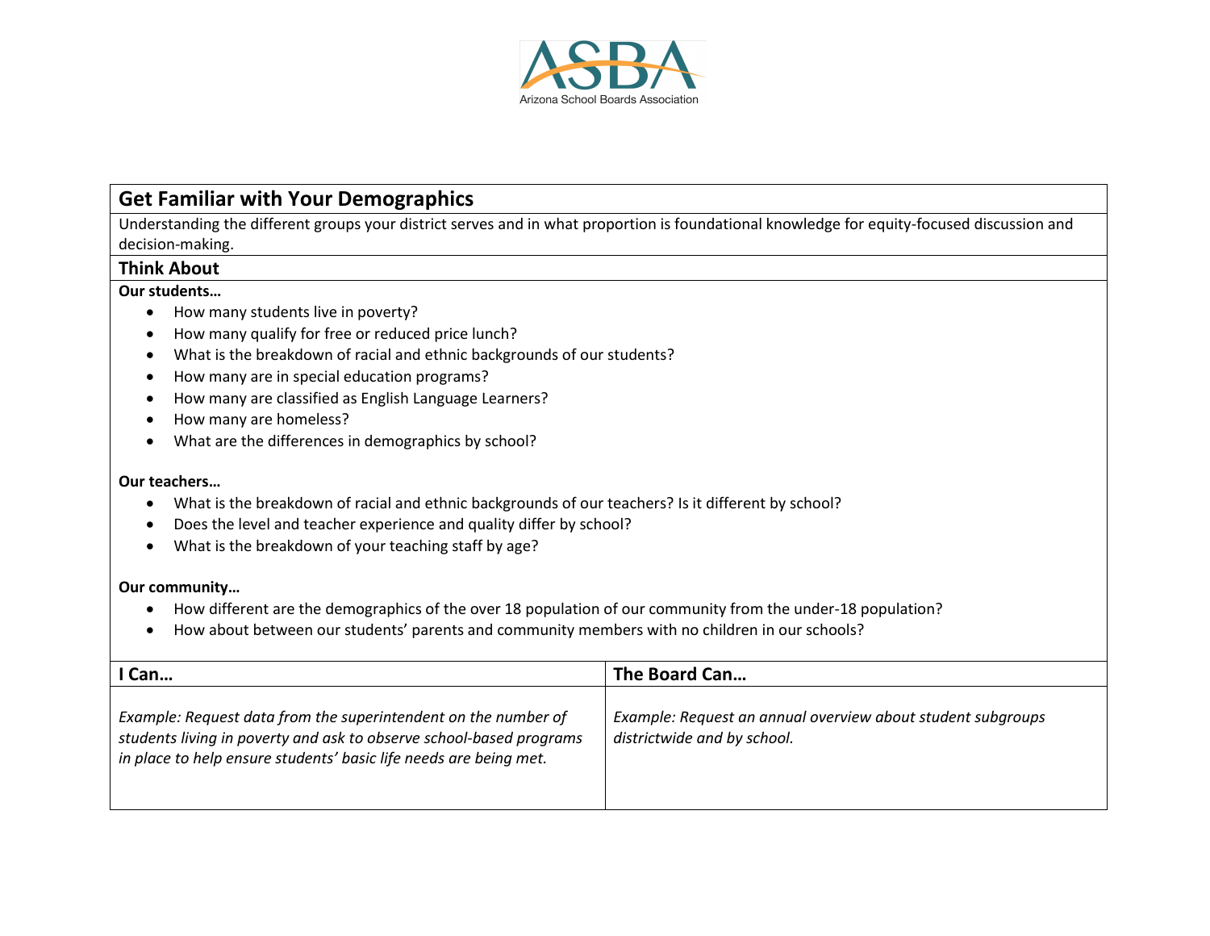## Get Familiar with Your Demographics

Understanding the different groups your district serves and in what proportion is foundational knowledge for equity-focused discussion and decision-making.

### Think About

**Our students…**

- How many students live in poverty?
- How many qualify for free or reduced price lunch?
- What is the breakdown of racial and ethnic backgrounds of our students?
- How many are in special education programs?
- How many are classified as English Language Learners?
- How many are homeless?
- What are the differences in demographics by school?

**Our teachers…**

- What is the breakdown of racial and ethnic backgrounds of our teachers? Is it different by school?
- Does the level and teacher experience and quality differ by school?
- What is the breakdown of your teaching staff by age?

**Our community…**

- How different are the demographics of the over 18 population of our community from the under-18 population?
- How about between our students' parents and community members with no children in our schools?

| I Can… | The Board Can… |
| --- | --- |
| *Example: Request data from the superintendent on the number of students living in poverty and ask to observe school-based programs in place to help ensure students' basic life needs are being met.* | *Example: Request an annual overview about student subgroups districtwide and by school.* |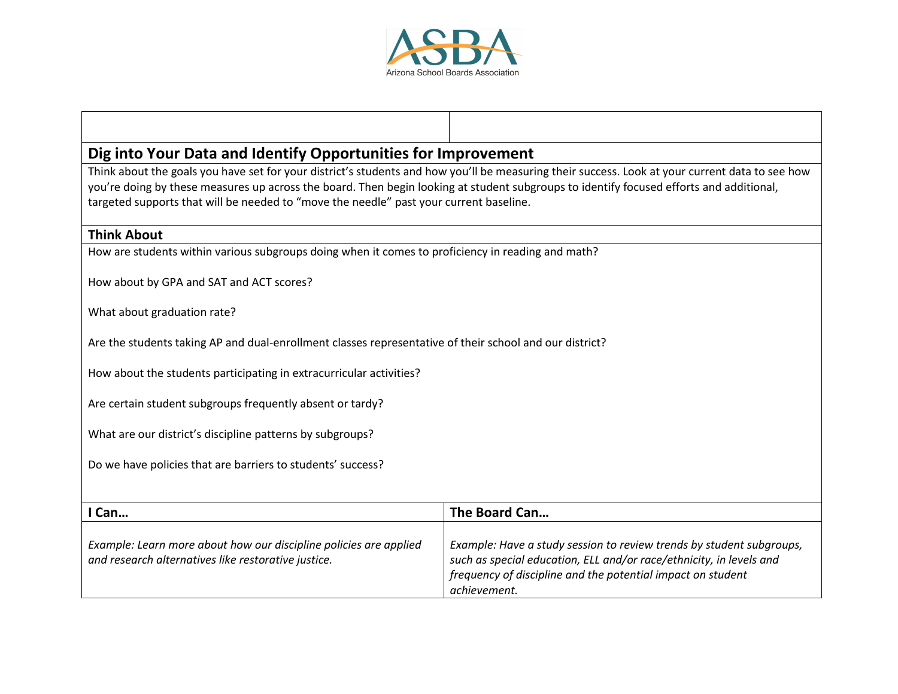## Dig into Your Data and Identify Opportunities for Improvement

Think about the goals you have set for your district's students and how you'll be measuring their success. Look at your current data to see how you're doing by these measures up across the board. Then begin looking at student subgroups to identify focused efforts and additional, targeted supports that will be needed to "move the needle" past your current baseline.

### Think About

How are students within various subgroups doing when it comes to proficiency in reading and math?

How about by GPA and SAT and ACT scores?

What about graduation rate?

Are the students taking AP and dual-enrollment classes representative of their school and our district?

How about the students participating in extracurricular activities?

Are certain student subgroups frequently absent or tardy?

What are our district's discipline patterns by subgroups?

Do we have policies that are barriers to students' success?

| I Can… | The Board Can… |
|---|---|
| *Example: Learn more about how our discipline policies are applied and research alternatives like restorative justice.* | *Example: Have a study session to review trends by student subgroups, such as special education, ELL and/or race/ethnicity, in levels and frequency of discipline and the potential impact on student achievement.* |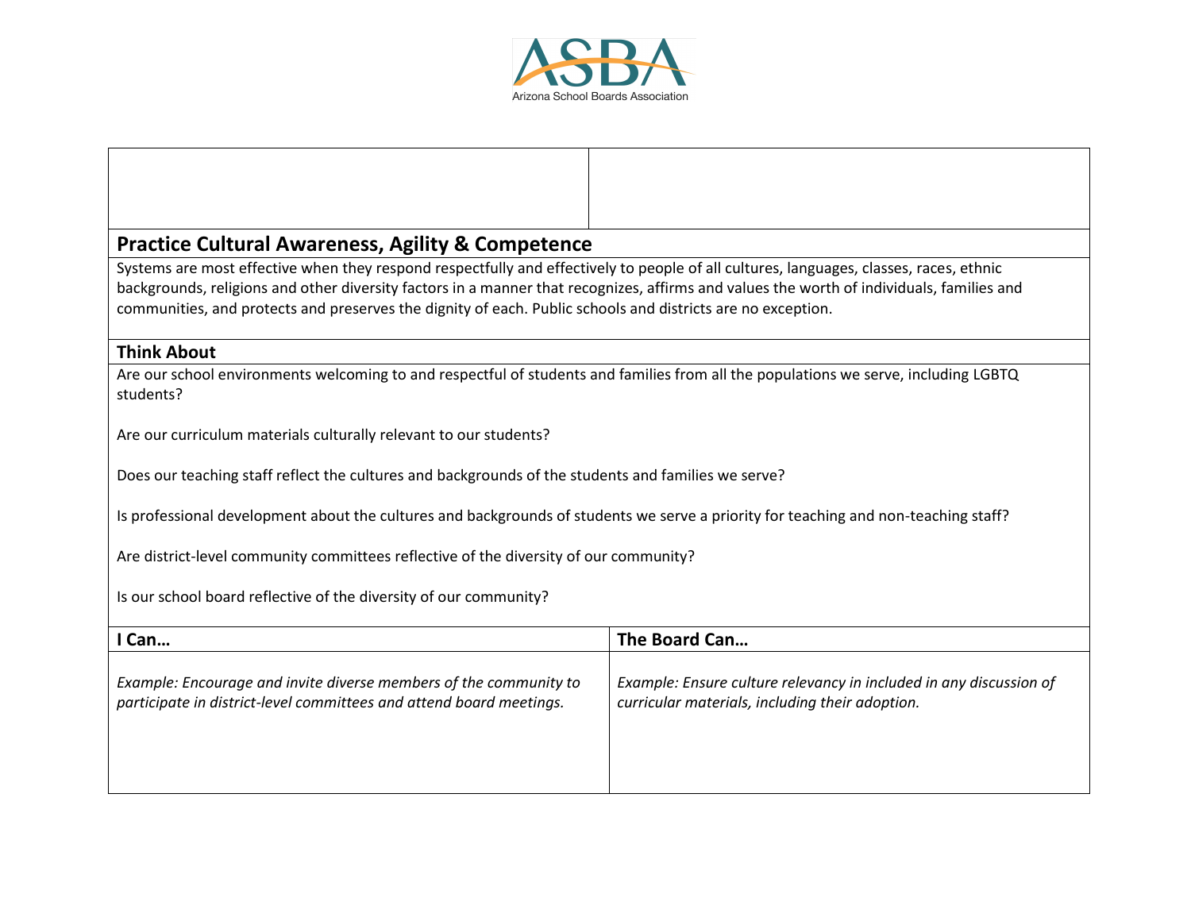## Practice Cultural Awareness, Agility & Competence

Systems are most effective when they respond respectfully and effectively to people of all cultures, languages, classes, races, ethnic backgrounds, religions and other diversity factors in a manner that recognizes, affirms and values the worth of individuals, families and communities, and protects and preserves the dignity of each. Public schools and districts are no exception.

### Think About

Are our school environments welcoming to and respectful of students and families from all the populations we serve, including LGBTQ students?

Are our curriculum materials culturally relevant to our students?

Does our teaching staff reflect the cultures and backgrounds of the students and families we serve?

Is professional development about the cultures and backgrounds of students we serve a priority for teaching and non-teaching staff?

Are district-level community committees reflective of the diversity of our community?

Is our school board reflective of the diversity of our community?

| I Can… | The Board Can… |
| --- | --- |
| *Example: Encourage and invite diverse members of the community to participate in district-level committees and attend board meetings.* | *Example: Ensure culture relevancy in included in any discussion of curricular materials, including their adoption.* |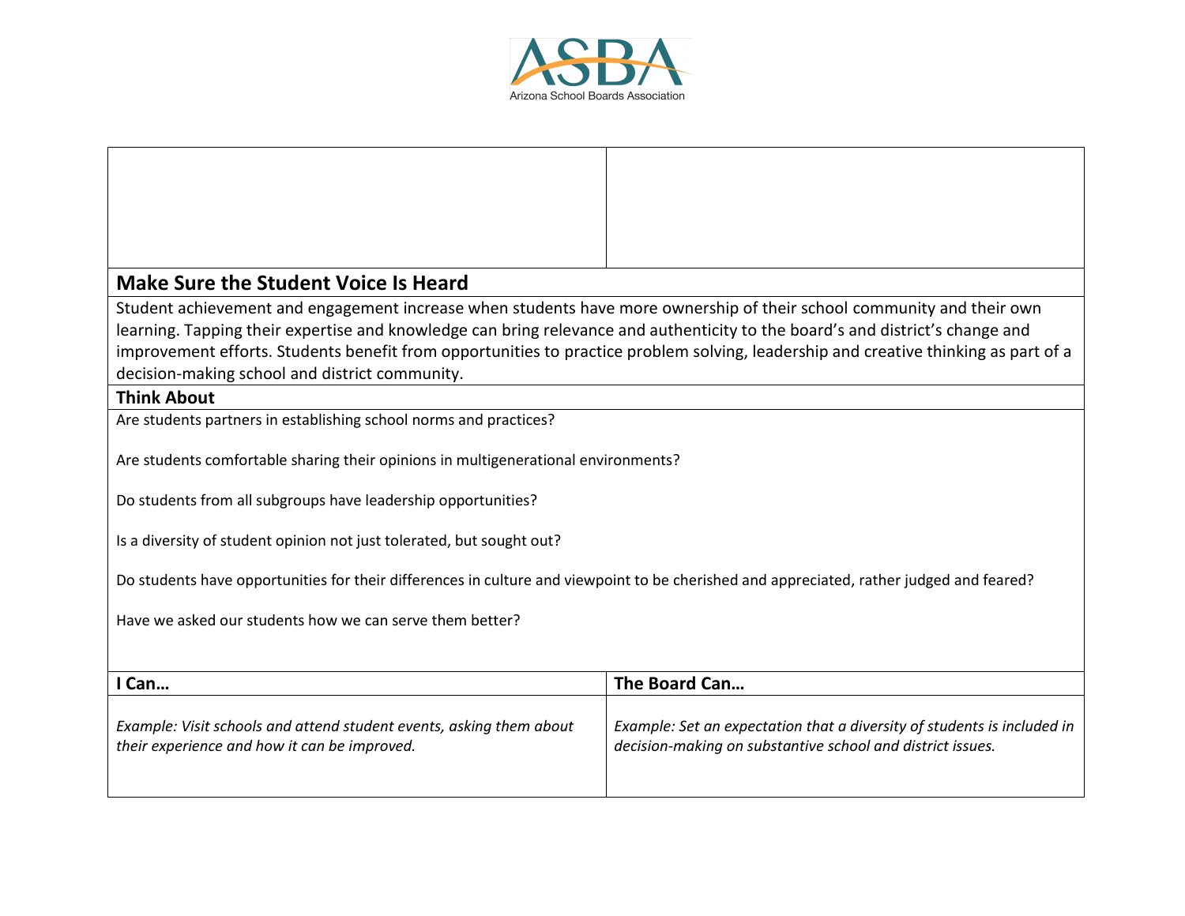## Make Sure the Student Voice Is Heard

Student achievement and engagement increase when students have more ownership of their school community and their own learning. Tapping their expertise and knowledge can bring relevance and authenticity to the board's and district's change and improvement efforts. Students benefit from opportunities to practice problem solving, leadership and creative thinking as part of a decision-making school and district community.

### Think About

Are students partners in establishing school norms and practices?

Are students comfortable sharing their opinions in multigenerational environments?

Do students from all subgroups have leadership opportunities?

Is a diversity of student opinion not just tolerated, but sought out?

Do students have opportunities for their differences in culture and viewpoint to be cherished and appreciated, rather judged and feared?

Have we asked our students how we can serve them better?

| I Can… | The Board Can… |
|---|---|
| *Example: Visit schools and attend student events, asking them about their experience and how it can be improved.* | *Example: Set an expectation that a diversity of students is included in decision-making on substantive school and district issues.* |